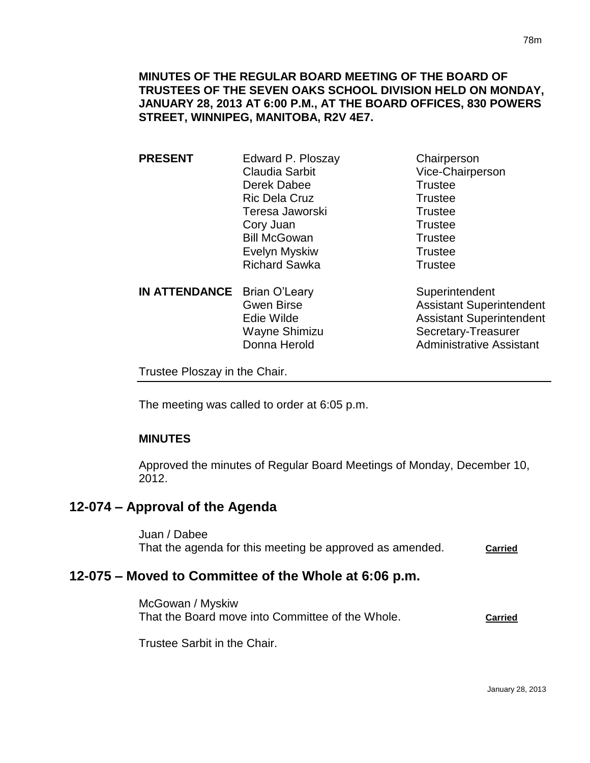**MINUTES OF THE REGULAR BOARD MEETING OF THE BOARD OF TRUSTEES OF THE SEVEN OAKS SCHOOL DIVISION HELD ON MONDAY, JANUARY 28, 2013 AT 6:00 P.M., AT THE BOARD OFFICES, 830 POWERS STREET, WINNIPEG, MANITOBA, R2V 4E7.**

| | | |
|---|---|---|
| **PRESENT** | Edward P. Ploszay | Chairperson |
| | Claudia Sarbit | Vice-Chairperson |
| | Derek Dabee | Trustee |
| | Ric Dela Cruz | Trustee |
| | Teresa Jaworski | Trustee |
| | Cory Juan | Trustee |
| | Bill McGowan | Trustee |
| | Evelyn Myskiw | Trustee |
| | Richard Sawka | Trustee |
| **IN ATTENDANCE** | Brian O'Leary | Superintendent |
| | Gwen Birse | Assistant Superintendent |
| | Edie Wilde | Assistant Superintendent |
| | Wayne Shimizu | Secretary-Treasurer |
| | Donna Herold | Administrative Assistant |

Trustee Ploszay in the Chair.

The meeting was called to order at 6:05 p.m.

**MINUTES**

Approved the minutes of Regular Board Meetings of Monday, December 10, 2012.

## 12-074 – Approval of the Agenda

Juan / Dabee
That the agenda for this meeting be approved as amended. **Carried**

## 12-075 – Moved to Committee of the Whole at 6:06 p.m.

McGowan / Myskiw
That the Board move into Committee of the Whole. **Carried**

Trustee Sarbit in the Chair.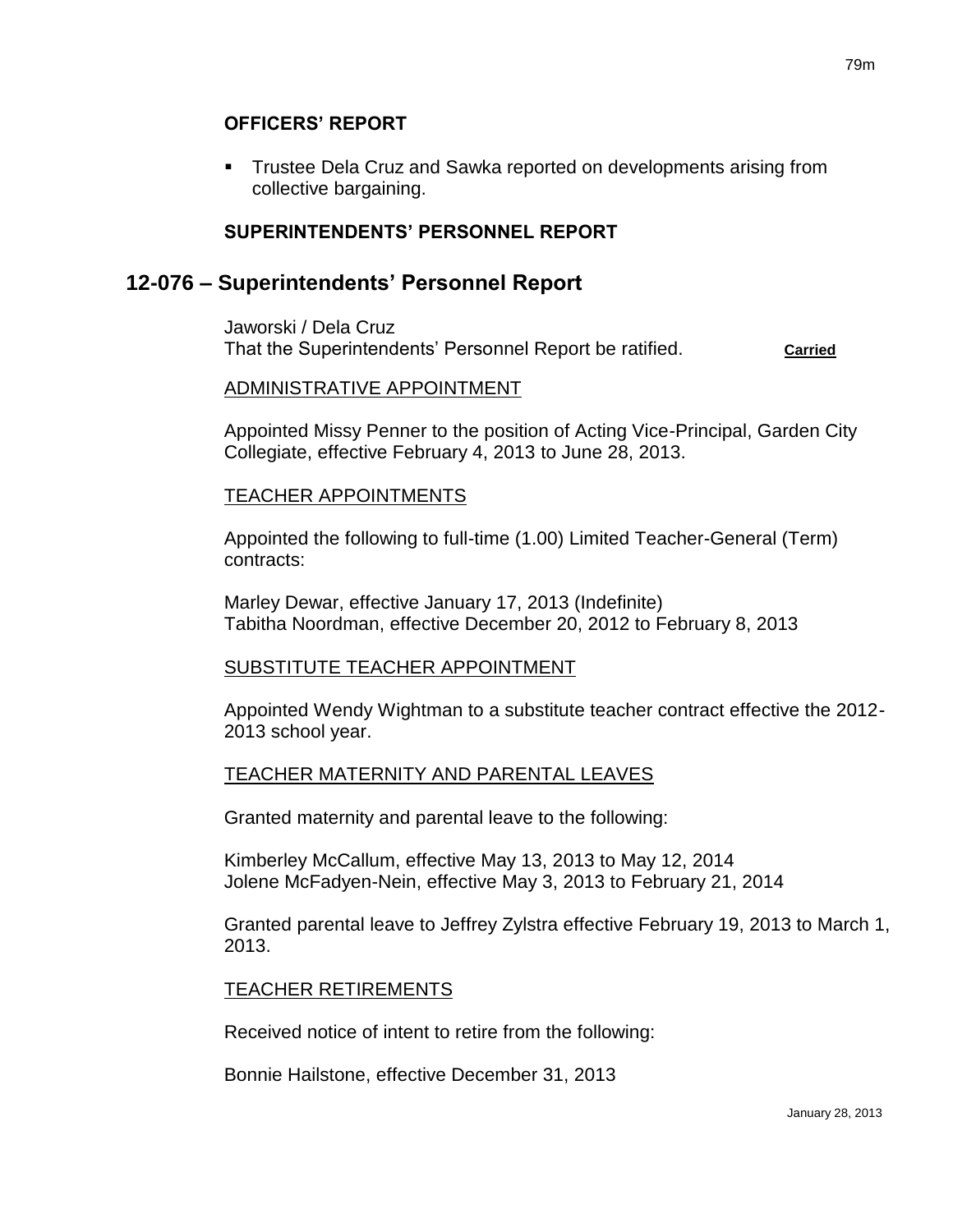## OFFICERS' REPORT

- Trustee Dela Cruz and Sawka reported on developments arising from collective bargaining.

## SUPERINTENDENTS' PERSONNEL REPORT

# 12-076 – Superintendents' Personnel Report

Jaworski / Dela Cruz
That the Superintendents' Personnel Report be ratified. **Carried**

ADMINISTRATIVE APPOINTMENT

Appointed Missy Penner to the position of Acting Vice-Principal, Garden City Collegiate, effective February 4, 2013 to June 28, 2013.

TEACHER APPOINTMENTS

Appointed the following to full-time (1.00) Limited Teacher-General (Term) contracts:

Marley Dewar, effective January 17, 2013 (Indefinite)
Tabitha Noordman, effective December 20, 2012 to February 8, 2013

SUBSTITUTE TEACHER APPOINTMENT

Appointed Wendy Wightman to a substitute teacher contract effective the 2012-2013 school year.

TEACHER MATERNITY AND PARENTAL LEAVES

Granted maternity and parental leave to the following:

Kimberley McCallum, effective May 13, 2013 to May 12, 2014
Jolene McFadyen-Nein, effective May 3, 2013 to February 21, 2014

Granted parental leave to Jeffrey Zylstra effective February 19, 2013 to March 1, 2013.

TEACHER RETIREMENTS

Received notice of intent to retire from the following:

Bonnie Hailstone, effective December 31, 2013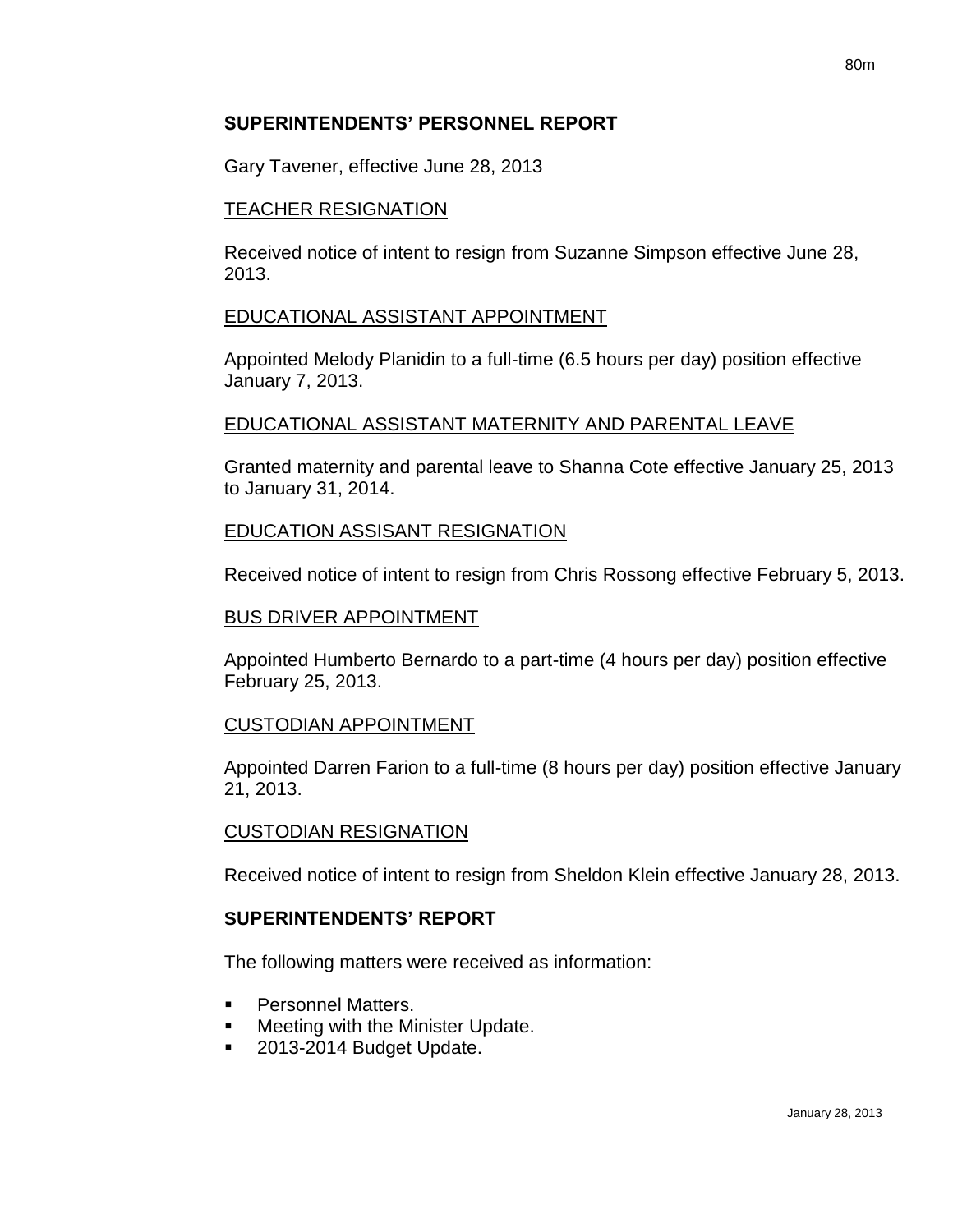## SUPERINTENDENTS' PERSONNEL REPORT

Gary Tavener, effective June 28, 2013

TEACHER RESIGNATION

Received notice of intent to resign from Suzanne Simpson effective June 28, 2013.

EDUCATIONAL ASSISTANT APPOINTMENT

Appointed Melody Planidin to a full-time (6.5 hours per day) position effective January 7, 2013.

EDUCATIONAL ASSISTANT MATERNITY AND PARENTAL LEAVE

Granted maternity and parental leave to Shanna Cote effective January 25, 2013 to January 31, 2014.

EDUCATION ASSISANT RESIGNATION

Received notice of intent to resign from Chris Rossong effective February 5, 2013.

BUS DRIVER APPOINTMENT

Appointed Humberto Bernardo to a part-time (4 hours per day) position effective February 25, 2013.

CUSTODIAN APPOINTMENT

Appointed Darren Farion to a full-time (8 hours per day) position effective January 21, 2013.

CUSTODIAN RESIGNATION

Received notice of intent to resign from Sheldon Klein effective January 28, 2013.

## SUPERINTENDENTS' REPORT

The following matters were received as information:

- Personnel Matters.
- Meeting with the Minister Update.
- 2013-2014 Budget Update.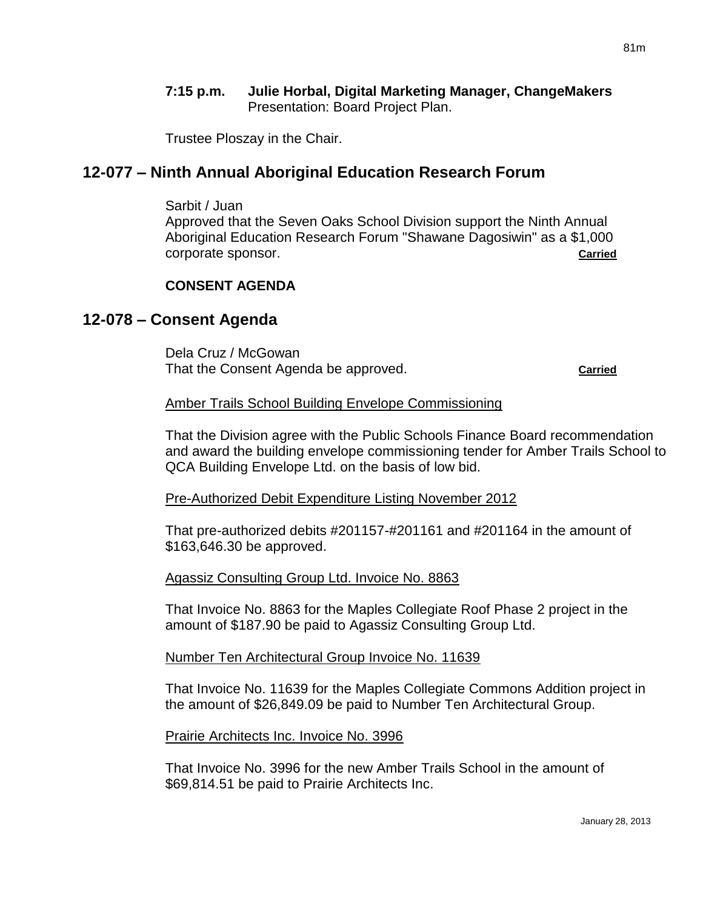**7:15 p.m. Julie Horbal, Digital Marketing Manager, ChangeMakers**
Presentation: Board Project Plan.

Trustee Ploszay in the Chair.

## 12-077 – Ninth Annual Aboriginal Education Research Forum

Sarbit / Juan
Approved that the Seven Oaks School Division support the Ninth Annual Aboriginal Education Research Forum "Shawane Dagosiwin" as a $1,000 corporate sponsor. **Carried**

**CONSENT AGENDA**

## 12-078 – Consent Agenda

Dela Cruz / McGowan
That the Consent Agenda be approved. **Carried**

Amber Trails School Building Envelope Commissioning

That the Division agree with the Public Schools Finance Board recommendation and award the building envelope commissioning tender for Amber Trails School to QCA Building Envelope Ltd. on the basis of low bid.

Pre-Authorized Debit Expenditure Listing November 2012

That pre-authorized debits #201157-#201161 and #201164 in the amount of $163,646.30 be approved.

Agassiz Consulting Group Ltd. Invoice No. 8863

That Invoice No. 8863 for the Maples Collegiate Roof Phase 2 project in the amount of $187.90 be paid to Agassiz Consulting Group Ltd.

Number Ten Architectural Group Invoice No. 11639

That Invoice No. 11639 for the Maples Collegiate Commons Addition project in the amount of $26,849.09 be paid to Number Ten Architectural Group.

Prairie Architects Inc. Invoice No. 3996

That Invoice No. 3996 for the new Amber Trails School in the amount of $69,814.51 be paid to Prairie Architects Inc.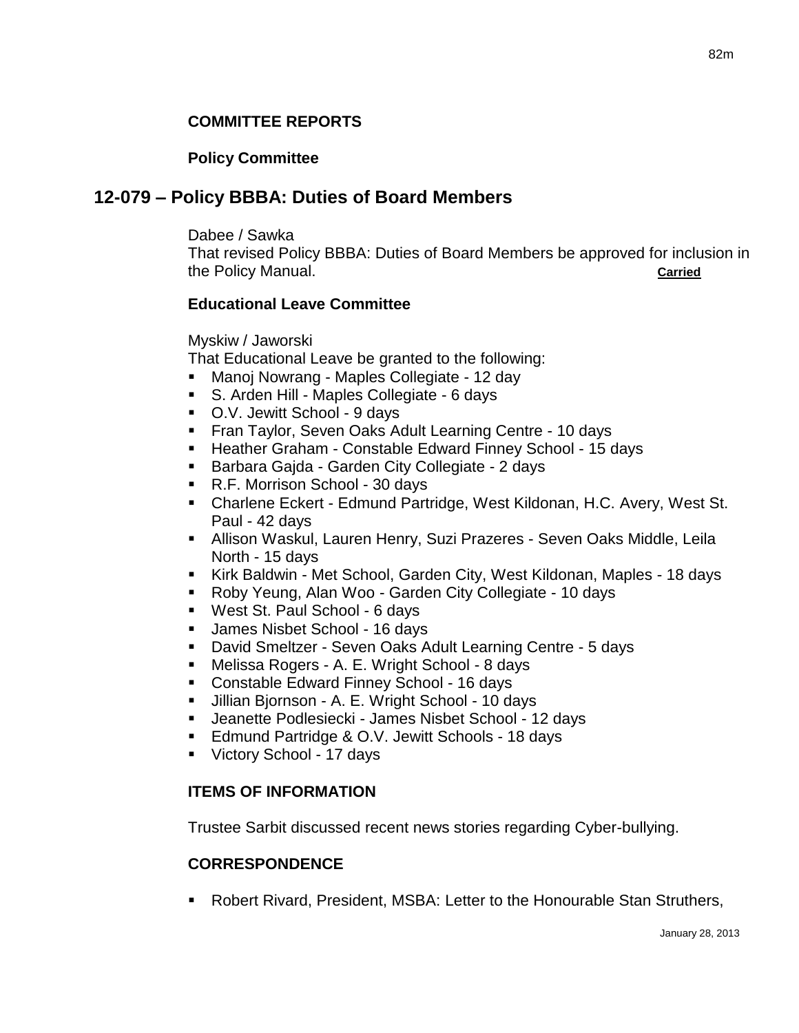**COMMITTEE REPORTS**

**Policy Committee**

## 12-079 – Policy BBBA: Duties of Board Members

Dabee / Sawka
That revised Policy BBBA: Duties of Board Members be approved for inclusion in the Policy Manual. **Carried**

**Educational Leave Committee**

Myskiw / Jaworski
That Educational Leave be granted to the following:

- Manoj Nowrang - Maples Collegiate - 12 day
- S. Arden Hill - Maples Collegiate - 6 days
- O.V. Jewitt School - 9 days
- Fran Taylor, Seven Oaks Adult Learning Centre - 10 days
- Heather Graham - Constable Edward Finney School - 15 days
- Barbara Gajda - Garden City Collegiate - 2 days
- R.F. Morrison School - 30 days
- Charlene Eckert - Edmund Partridge, West Kildonan, H.C. Avery, West St. Paul - 42 days
- Allison Waskul, Lauren Henry, Suzi Prazeres - Seven Oaks Middle, Leila North - 15 days
- Kirk Baldwin - Met School, Garden City, West Kildonan, Maples - 18 days
- Roby Yeung, Alan Woo - Garden City Collegiate - 10 days
- West St. Paul School - 6 days
- James Nisbet School - 16 days
- David Smeltzer - Seven Oaks Adult Learning Centre - 5 days
- Melissa Rogers - A. E. Wright School - 8 days
- Constable Edward Finney School - 16 days
- Jillian Bjornson - A. E. Wright School - 10 days
- Jeanette Podlesiecki - James Nisbet School - 12 days
- Edmund Partridge & O.V. Jewitt Schools - 18 days
- Victory School - 17 days

**ITEMS OF INFORMATION**

Trustee Sarbit discussed recent news stories regarding Cyber-bullying.

**CORRESPONDENCE**

- Robert Rivard, President, MSBA: Letter to the Honourable Stan Struthers,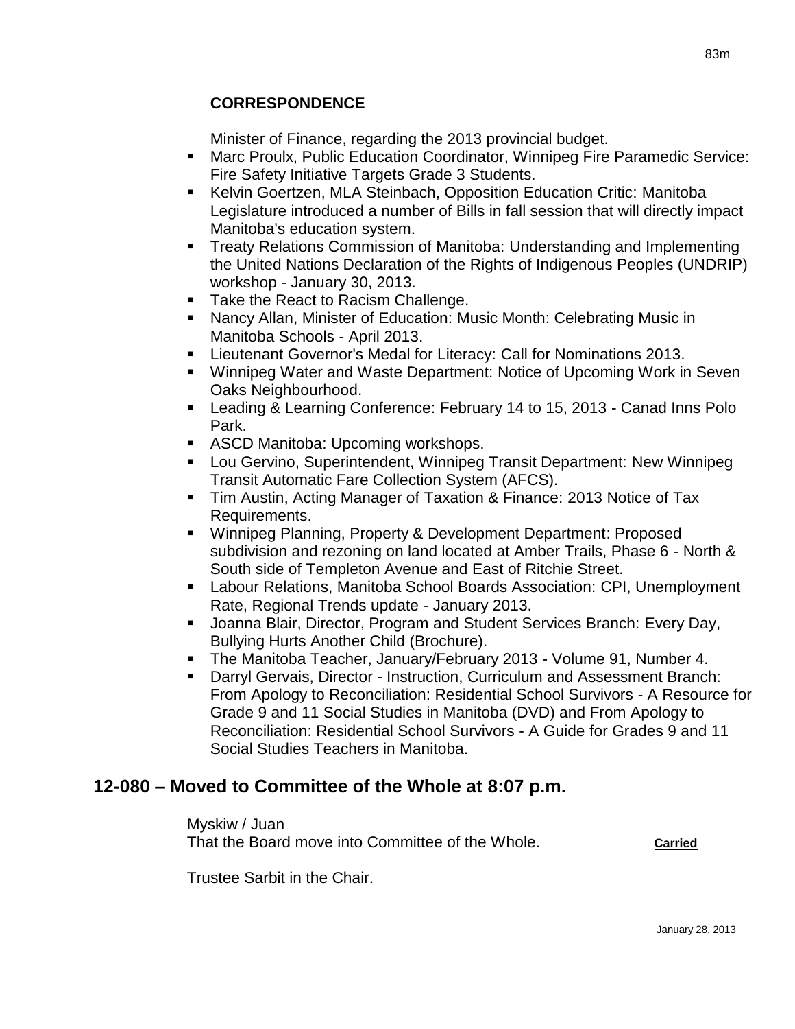**CORRESPONDENCE**

Minister of Finance, regarding the 2013 provincial budget.

- Marc Proulx, Public Education Coordinator, Winnipeg Fire Paramedic Service: Fire Safety Initiative Targets Grade 3 Students.
- Kelvin Goertzen, MLA Steinbach, Opposition Education Critic: Manitoba Legislature introduced a number of Bills in fall session that will directly impact Manitoba's education system.
- Treaty Relations Commission of Manitoba: Understanding and Implementing the United Nations Declaration of the Rights of Indigenous Peoples (UNDRIP) workshop - January 30, 2013.
- Take the React to Racism Challenge.
- Nancy Allan, Minister of Education: Music Month: Celebrating Music in Manitoba Schools - April 2013.
- Lieutenant Governor's Medal for Literacy: Call for Nominations 2013.
- Winnipeg Water and Waste Department: Notice of Upcoming Work in Seven Oaks Neighbourhood.
- Leading & Learning Conference: February 14 to 15, 2013 - Canad Inns Polo Park.
- ASCD Manitoba: Upcoming workshops.
- Lou Gervino, Superintendent, Winnipeg Transit Department: New Winnipeg Transit Automatic Fare Collection System (AFCS).
- Tim Austin, Acting Manager of Taxation & Finance: 2013 Notice of Tax Requirements.
- Winnipeg Planning, Property & Development Department: Proposed subdivision and rezoning on land located at Amber Trails, Phase 6 - North & South side of Templeton Avenue and East of Ritchie Street.
- Labour Relations, Manitoba School Boards Association: CPI, Unemployment Rate, Regional Trends update - January 2013.
- Joanna Blair, Director, Program and Student Services Branch: Every Day, Bullying Hurts Another Child (Brochure).
- The Manitoba Teacher, January/February 2013 - Volume 91, Number 4.
- Darryl Gervais, Director - Instruction, Curriculum and Assessment Branch: From Apology to Reconciliation: Residential School Survivors - A Resource for Grade 9 and 11 Social Studies in Manitoba (DVD) and From Apology to Reconciliation: Residential School Survivors - A Guide for Grades 9 and 11 Social Studies Teachers in Manitoba.

## 12-080 – Moved to Committee of the Whole at 8:07 p.m.

Myskiw / Juan
That the Board move into Committee of the Whole. **Carried**

Trustee Sarbit in the Chair.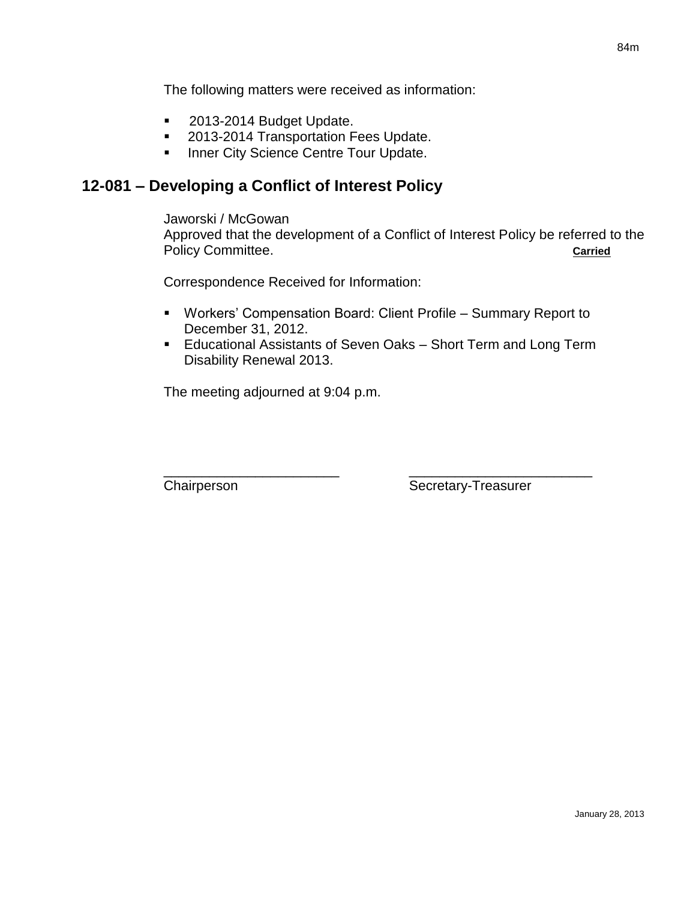The following matters were received as information:

- 2013-2014 Budget Update.
- 2013-2014 Transportation Fees Update.
- Inner City Science Centre Tour Update.

## 12-081 – Developing a Conflict of Interest Policy

Jaworski / McGowan
Approved that the development of a Conflict of Interest Policy be referred to the Policy Committee. **Carried**

Correspondence Received for Information:

- Workers' Compensation Board: Client Profile – Summary Report to December 31, 2012.
- Educational Assistants of Seven Oaks – Short Term and Long Term Disability Renewal 2013.

The meeting adjourned at 9:04 p.m.

_______________________ _______________________
Chairperson Secretary-Treasurer